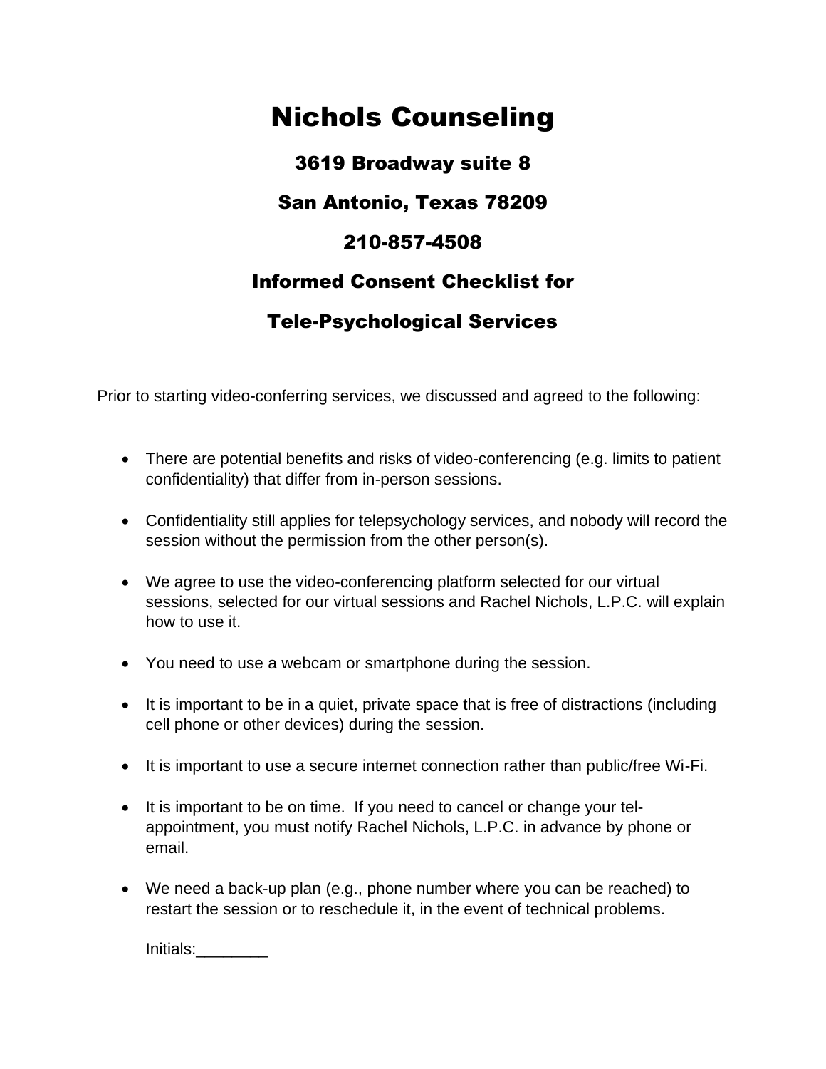# Nichols Counseling

## 3619 Broadway suite 8

## San Antonio, Texas 78209

## 210-857-4508

## Informed Consent Checklist for

## Tele-Psychological Services

Prior to starting video-conferring services, we discussed and agreed to the following:

- There are potential benefits and risks of video-conferencing (e.g. limits to patient confidentiality) that differ from in-person sessions.

- Confidentiality still applies for telepsychology services, and nobody will record the session without the permission from the other person(s).

- We agree to use the video-conferencing platform selected for our virtual sessions, selected for our virtual sessions and Rachel Nichols, L.P.C. will explain how to use it.

- You need to use a webcam or smartphone during the session.

- It is important to be in a quiet, private space that is free of distractions (including cell phone or other devices) during the session.

- It is important to use a secure internet connection rather than public/free Wi-Fi.

- It is important to be on time. If you need to cancel or change your tel-appointment, you must notify Rachel Nichols, L.P.C. in advance by phone or email.

- We need a back-up plan (e.g., phone number where you can be reached) to restart the session or to reschedule it, in the event of technical problems.

  Initials:________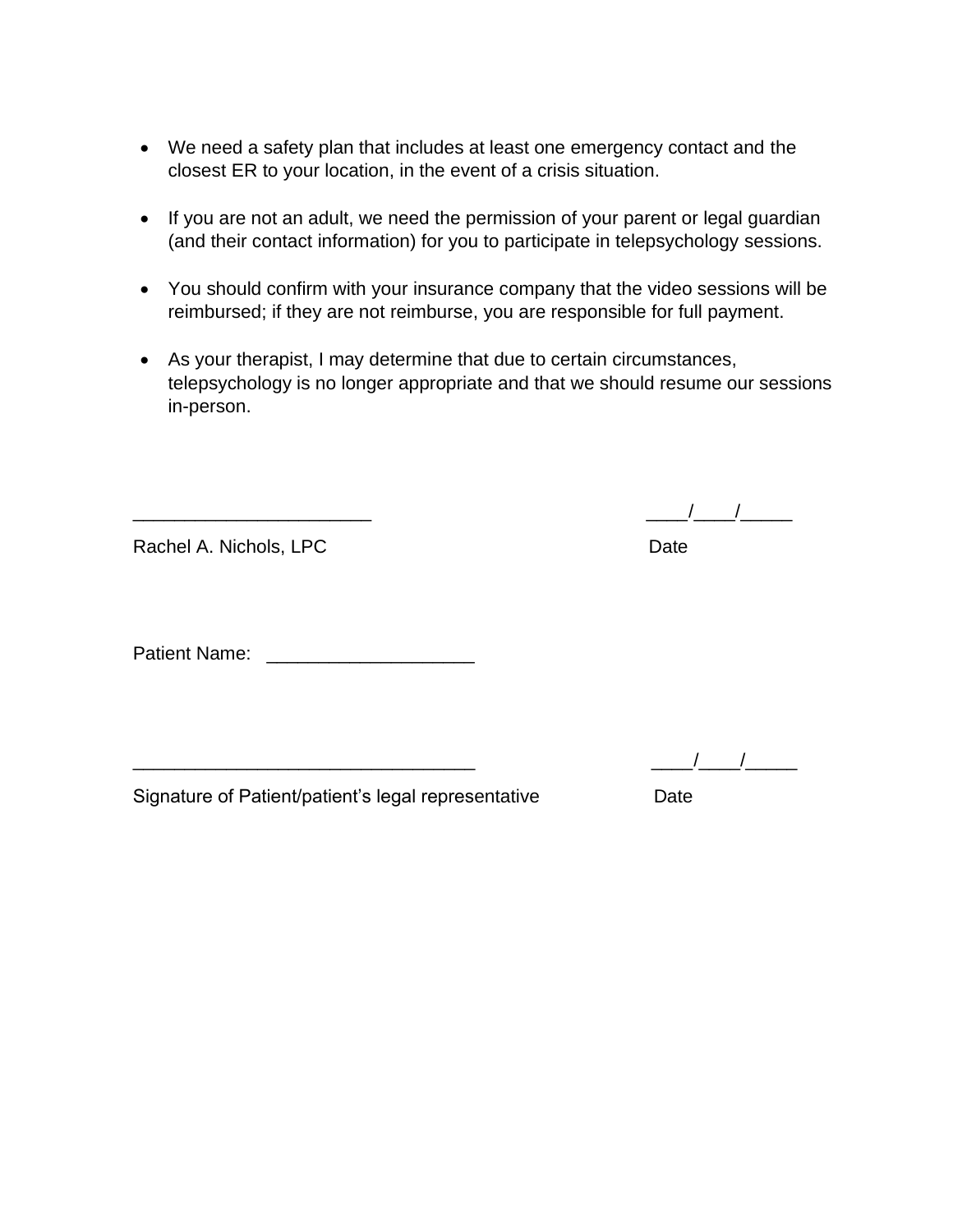- We need a safety plan that includes at least one emergency contact and the closest ER to your location, in the event of a crisis situation.

- If you are not an adult, we need the permission of your parent or legal guardian (and their contact information) for you to participate in telepsychology sessions.

- You should confirm with your insurance company that the video sessions will be reimbursed; if they are not reimburse, you are responsible for full payment.

- As your therapist, I may determine that due to certain circumstances, telepsychology is no longer appropriate and that we should resume our sessions in-person.

______________________ ____/____/_____

Rachel A. Nichols, LPC Date

Patient Name: ____________________

________________________________ ____/____/_____

Signature of Patient/patient's legal representative Date